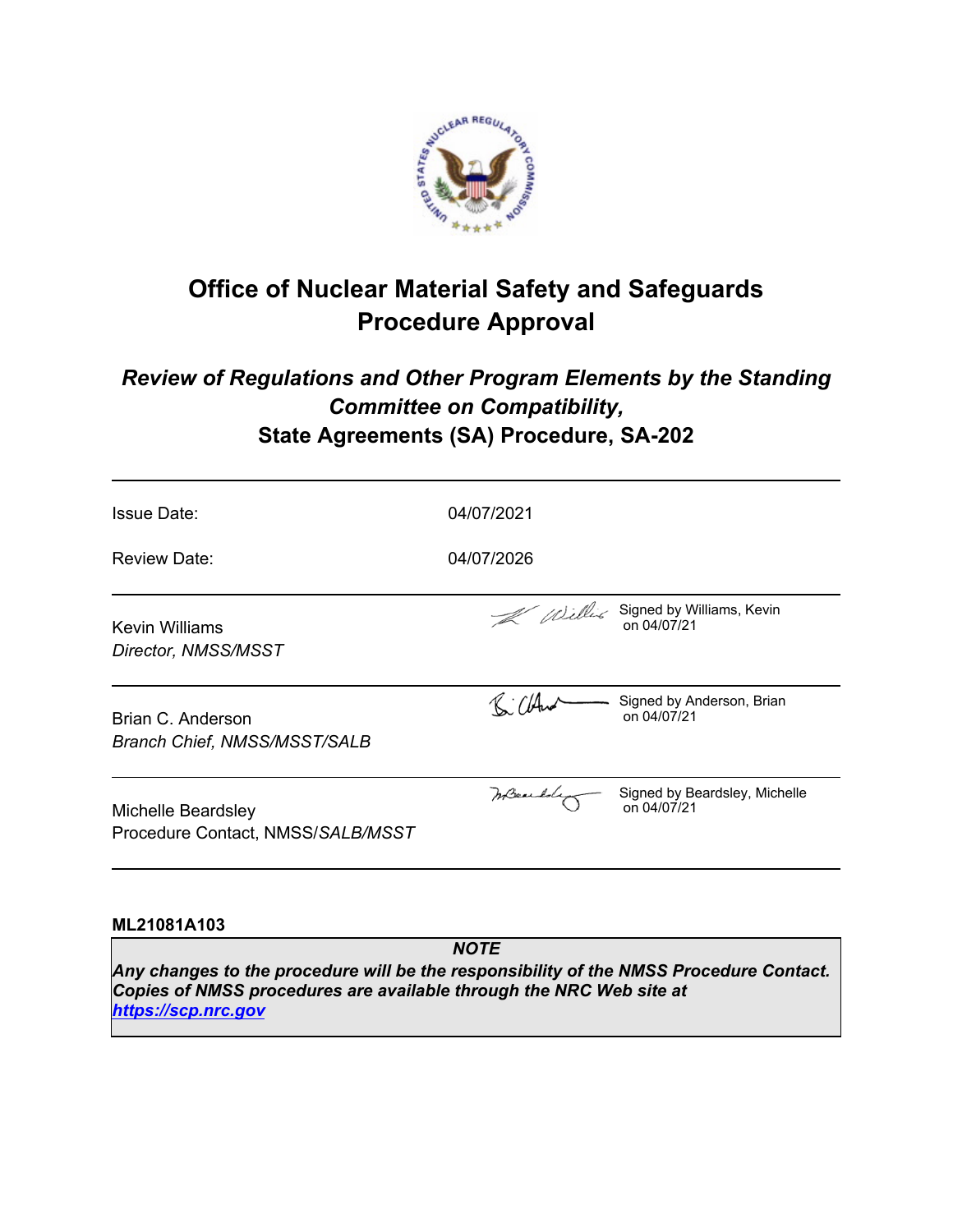# Office of Nuclear Material Safety and Safeguards Procedure Approval

## *Review of Regulations and Other Program Elements by the Standing Committee on Compatibility,* State Agreements (SA) Procedure, SA-202

| | |
|---|---|
| Issue Date: | 04/07/2021 |
| Review Date: | 04/07/2026 |

| | |
|---|---|
| Kevin Williams<br>*Director, NMSS/MSST* | Signed by Williams, Kevin on 04/07/21 |
| Brian C. Anderson<br>*Branch Chief, NMSS/MSST/SALB* | Signed by Anderson, Brian on 04/07/21 |
| Michelle Beardsley<br>Procedure Contact, NMSS/*SALB/MSST* | Signed by Beardsley, Michelle on 04/07/21 |

**ML21081A103**

***NOTE***

***Any changes to the procedure will be the responsibility of the NMSS Procedure Contact. Copies of NMSS procedures are available through the NRC Web site at https://scp.nrc.gov***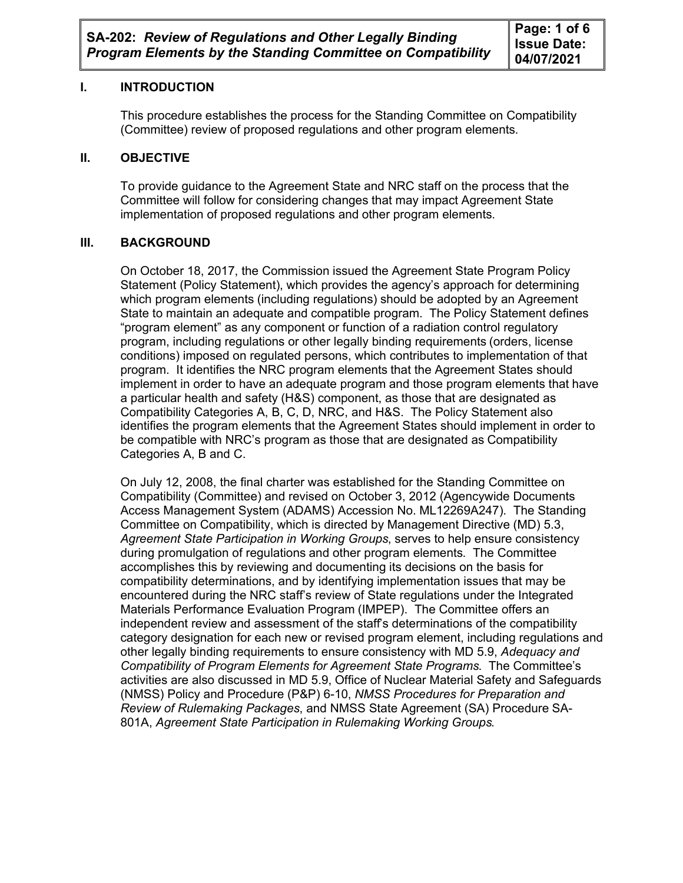## I. INTRODUCTION

This procedure establishes the process for the Standing Committee on Compatibility (Committee) review of proposed regulations and other program elements.

## II. OBJECTIVE

To provide guidance to the Agreement State and NRC staff on the process that the Committee will follow for considering changes that may impact Agreement State implementation of proposed regulations and other program elements.

## III. BACKGROUND

On October 18, 2017, the Commission issued the Agreement State Program Policy Statement (Policy Statement), which provides the agency's approach for determining which program elements (including regulations) should be adopted by an Agreement State to maintain an adequate and compatible program. The Policy Statement defines "program element" as any component or function of a radiation control regulatory program, including regulations or other legally binding requirements (orders, license conditions) imposed on regulated persons, which contributes to implementation of that program. It identifies the NRC program elements that the Agreement States should implement in order to have an adequate program and those program elements that have a particular health and safety (H&S) component, as those that are designated as Compatibility Categories A, B, C, D, NRC, and H&S. The Policy Statement also identifies the program elements that the Agreement States should implement in order to be compatible with NRC's program as those that are designated as Compatibility Categories A, B and C.

On July 12, 2008, the final charter was established for the Standing Committee on Compatibility (Committee) and revised on October 3, 2012 (Agencywide Documents Access Management System (ADAMS) Accession No. ML12269A247). The Standing Committee on Compatibility, which is directed by Management Directive (MD) 5.3, *Agreement State Participation in Working Groups*, serves to help ensure consistency during promulgation of regulations and other program elements. The Committee accomplishes this by reviewing and documenting its decisions on the basis for compatibility determinations, and by identifying implementation issues that may be encountered during the NRC staff's review of State regulations under the Integrated Materials Performance Evaluation Program (IMPEP). The Committee offers an independent review and assessment of the staff's determinations of the compatibility category designation for each new or revised program element, including regulations and other legally binding requirements to ensure consistency with MD 5.9, *Adequacy and Compatibility of Program Elements for Agreement State Programs*. The Committee's activities are also discussed in MD 5.9, Office of Nuclear Material Safety and Safeguards (NMSS) Policy and Procedure (P&P) 6-10, *NMSS Procedures for Preparation and Review of Rulemaking Packages*, and NMSS State Agreement (SA) Procedure SA-801A, *Agreement State Participation in Rulemaking Working Groups*.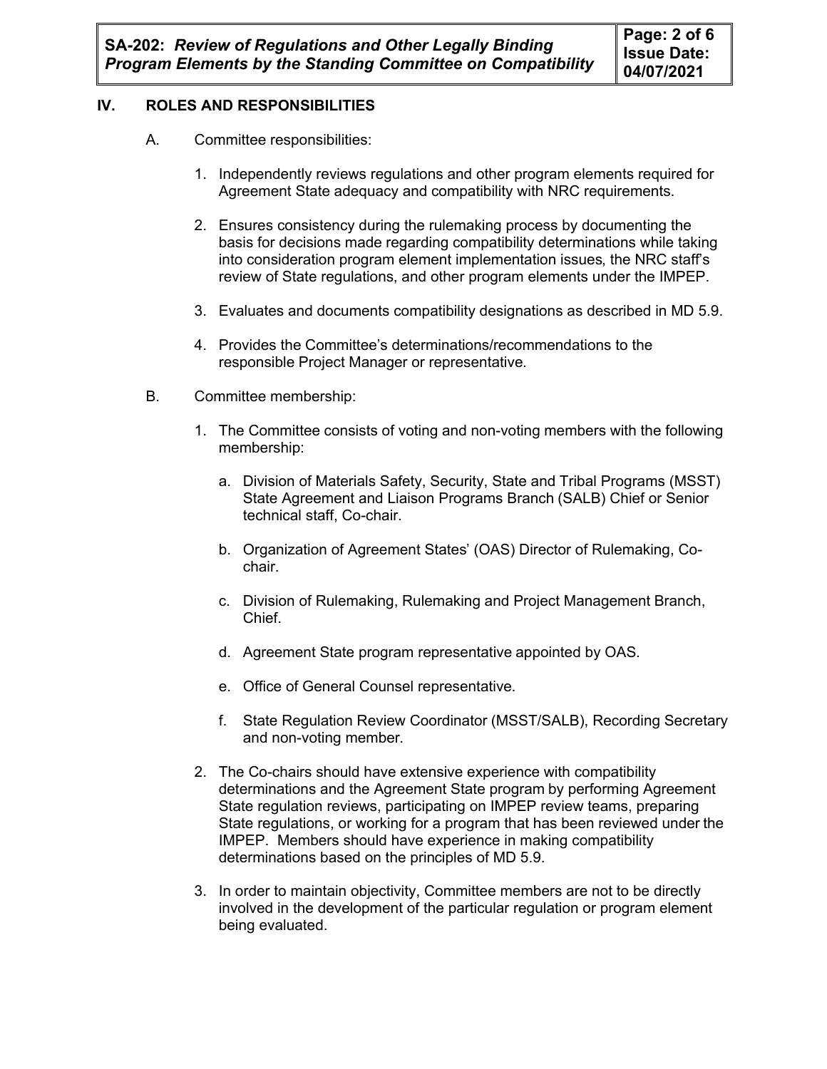## IV. ROLES AND RESPONSIBILITIES

A. Committee responsibilities:

1. Independently reviews regulations and other program elements required for Agreement State adequacy and compatibility with NRC requirements.

2. Ensures consistency during the rulemaking process by documenting the basis for decisions made regarding compatibility determinations while taking into consideration program element implementation issues, the NRC staff's review of State regulations, and other program elements under the IMPEP.

3. Evaluates and documents compatibility designations as described in MD 5.9.

4. Provides the Committee's determinations/recommendations to the responsible Project Manager or representative.

B. Committee membership:

1. The Committee consists of voting and non-voting members with the following membership:

   a. Division of Materials Safety, Security, State and Tribal Programs (MSST) State Agreement and Liaison Programs Branch (SALB) Chief or Senior technical staff, Co-chair.

   b. Organization of Agreement States' (OAS) Director of Rulemaking, Co-chair.

   c. Division of Rulemaking, Rulemaking and Project Management Branch, Chief.

   d. Agreement State program representative appointed by OAS.

   e. Office of General Counsel representative.

   f. State Regulation Review Coordinator (MSST/SALB), Recording Secretary and non-voting member.

2. The Co-chairs should have extensive experience with compatibility determinations and the Agreement State program by performing Agreement State regulation reviews, participating on IMPEP review teams, preparing State regulations, or working for a program that has been reviewed under the IMPEP. Members should have experience in making compatibility determinations based on the principles of MD 5.9.

3. In order to maintain objectivity, Committee members are not to be directly involved in the development of the particular regulation or program element being evaluated.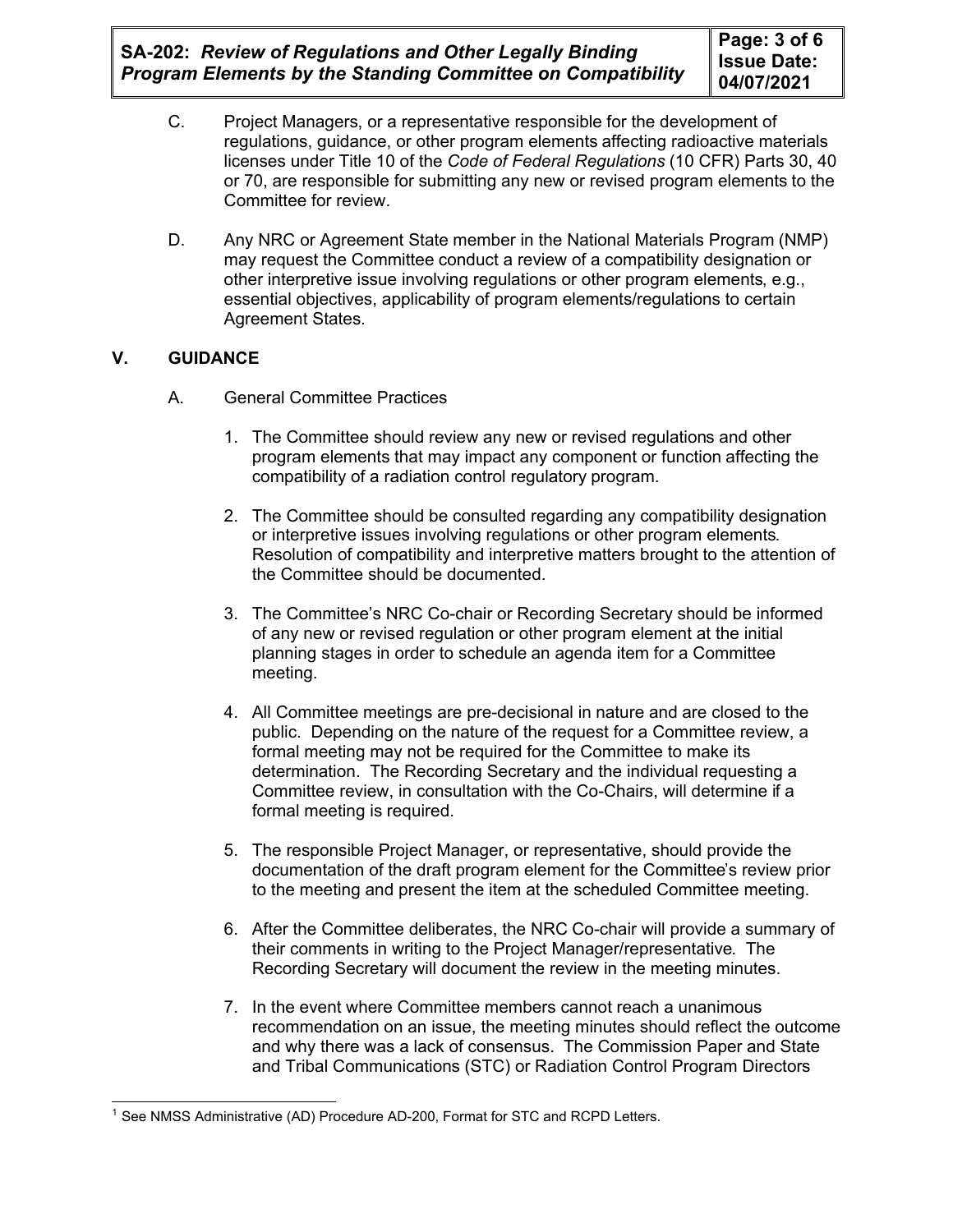C. Project Managers, or a representative responsible for the development of regulations, guidance, or other program elements affecting radioactive materials licenses under Title 10 of the *Code of Federal Regulations* (10 CFR) Parts 30, 40 or 70, are responsible for submitting any new or revised program elements to the Committee for review.

D. Any NRC or Agreement State member in the National Materials Program (NMP) may request the Committee conduct a review of a compatibility designation or other interpretive issue involving regulations or other program elements, e.g., essential objectives, applicability of program elements/regulations to certain Agreement States.

## V. GUIDANCE

A. General Committee Practices

1. The Committee should review any new or revised regulations and other program elements that may impact any component or function affecting the compatibility of a radiation control regulatory program.

2. The Committee should be consulted regarding any compatibility designation or interpretive issues involving regulations or other program elements. Resolution of compatibility and interpretive matters brought to the attention of the Committee should be documented.

3. The Committee's NRC Co-chair or Recording Secretary should be informed of any new or revised regulation or other program element at the initial planning stages in order to schedule an agenda item for a Committee meeting.

4. All Committee meetings are pre-decisional in nature and are closed to the public. Depending on the nature of the request for a Committee review, a formal meeting may not be required for the Committee to make its determination. The Recording Secretary and the individual requesting a Committee review, in consultation with the Co-Chairs, will determine if a formal meeting is required.

5. The responsible Project Manager, or representative, should provide the documentation of the draft program element for the Committee's review prior to the meeting and present the item at the scheduled Committee meeting.

6. After the Committee deliberates, the NRC Co-chair will provide a summary of their comments in writing to the Project Manager/representative. The Recording Secretary will document the review in the meeting minutes.

7. In the event where Committee members cannot reach a unanimous recommendation on an issue, the meeting minutes should reflect the outcome and why there was a lack of consensus. The Commission Paper and State and Tribal Communications (STC) or Radiation Control Program Directors

---

[1] See NMSS Administrative (AD) Procedure AD-200, Format for STC and RCPD Letters.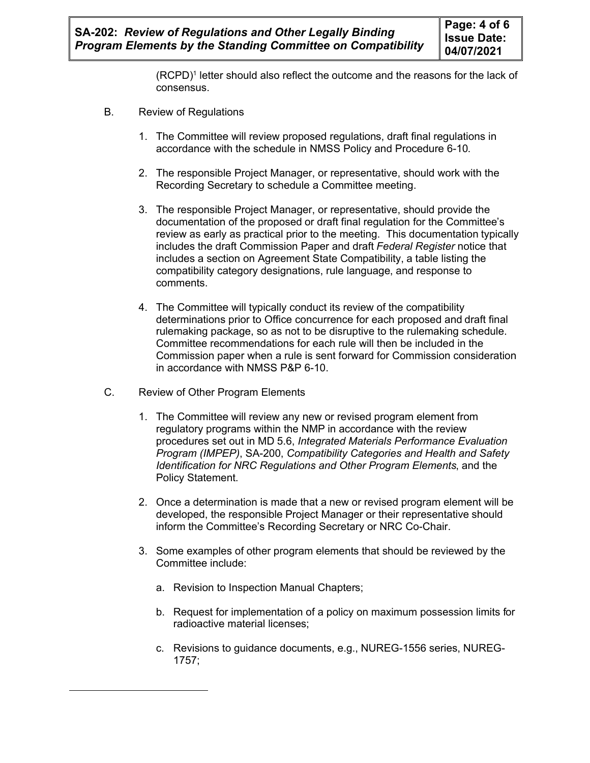(RCPD)[1] letter should also reflect the outcome and the reasons for the lack of consensus.

B. Review of Regulations

1. The Committee will review proposed regulations, draft final regulations in accordance with the schedule in NMSS Policy and Procedure 6-10.

2. The responsible Project Manager, or representative, should work with the Recording Secretary to schedule a Committee meeting.

3. The responsible Project Manager, or representative, should provide the documentation of the proposed or draft final regulation for the Committee's review as early as practical prior to the meeting. This documentation typically includes the draft Commission Paper and draft *Federal Register* notice that includes a section on Agreement State Compatibility, a table listing the compatibility category designations, rule language, and response to comments.

4. The Committee will typically conduct its review of the compatibility determinations prior to Office concurrence for each proposed and draft final rulemaking package, so as not to be disruptive to the rulemaking schedule. Committee recommendations for each rule will then be included in the Commission paper when a rule is sent forward for Commission consideration in accordance with NMSS P&P 6-10.

C. Review of Other Program Elements

1. The Committee will review any new or revised program element from regulatory programs within the NMP in accordance with the review procedures set out in MD 5.6, *Integrated Materials Performance Evaluation Program (IMPEP)*, SA-200, *Compatibility Categories and Health and Safety Identification for NRC Regulations and Other Program Elements*, and the Policy Statement.

2. Once a determination is made that a new or revised program element will be developed, the responsible Project Manager or their representative should inform the Committee's Recording Secretary or NRC Co-Chair.

3. Some examples of other program elements that should be reviewed by the Committee include:

   a. Revision to Inspection Manual Chapters;

   b. Request for implementation of a policy on maximum possession limits for radioactive material licenses;

   c. Revisions to guidance documents, e.g., NUREG-1556 series, NUREG-1757;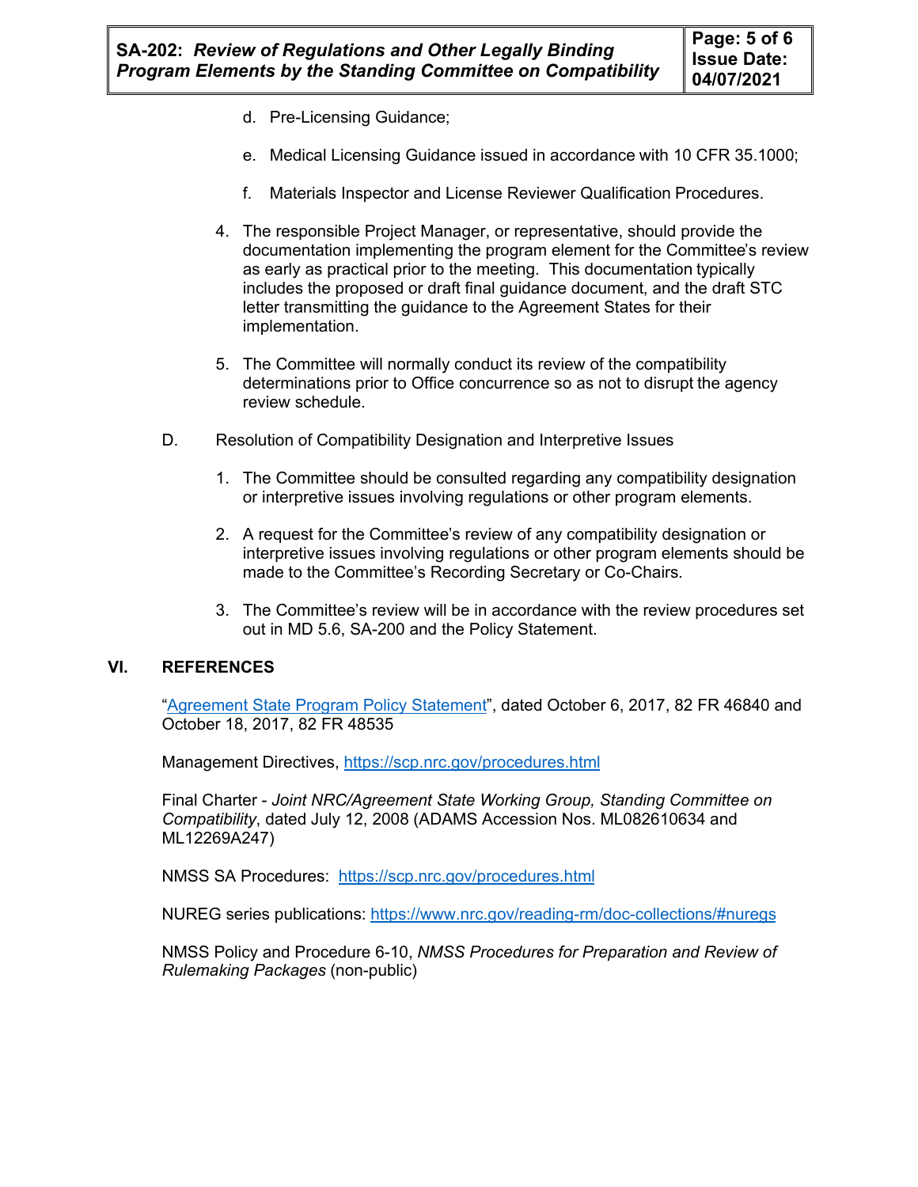d. Pre-Licensing Guidance;

e. Medical Licensing Guidance issued in accordance with 10 CFR 35.1000;

f. Materials Inspector and License Reviewer Qualification Procedures.

4. The responsible Project Manager, or representative, should provide the documentation implementing the program element for the Committee's review as early as practical prior to the meeting. This documentation typically includes the proposed or draft final guidance document, and the draft STC letter transmitting the guidance to the Agreement States for their implementation.

5. The Committee will normally conduct its review of the compatibility determinations prior to Office concurrence so as not to disrupt the agency review schedule.

D. Resolution of Compatibility Designation and Interpretive Issues

1. The Committee should be consulted regarding any compatibility designation or interpretive issues involving regulations or other program elements.

2. A request for the Committee's review of any compatibility designation or interpretive issues involving regulations or other program elements should be made to the Committee's Recording Secretary or Co-Chairs.

3. The Committee's review will be in accordance with the review procedures set out in MD 5.6, SA-200 and the Policy Statement.

## VI. REFERENCES

"Agreement State Program Policy Statement", dated October 6, 2017, 82 FR 46840 and October 18, 2017, 82 FR 48535

Management Directives, https://scp.nrc.gov/procedures.html

Final Charter - *Joint NRC/Agreement State Working Group, Standing Committee on Compatibility*, dated July 12, 2008 (ADAMS Accession Nos. ML082610634 and ML12269A247)

NMSS SA Procedures: https://scp.nrc.gov/procedures.html

NUREG series publications: https://www.nrc.gov/reading-rm/doc-collections/#nuregs

NMSS Policy and Procedure 6-10, *NMSS Procedures for Preparation and Review of Rulemaking Packages* (non-public)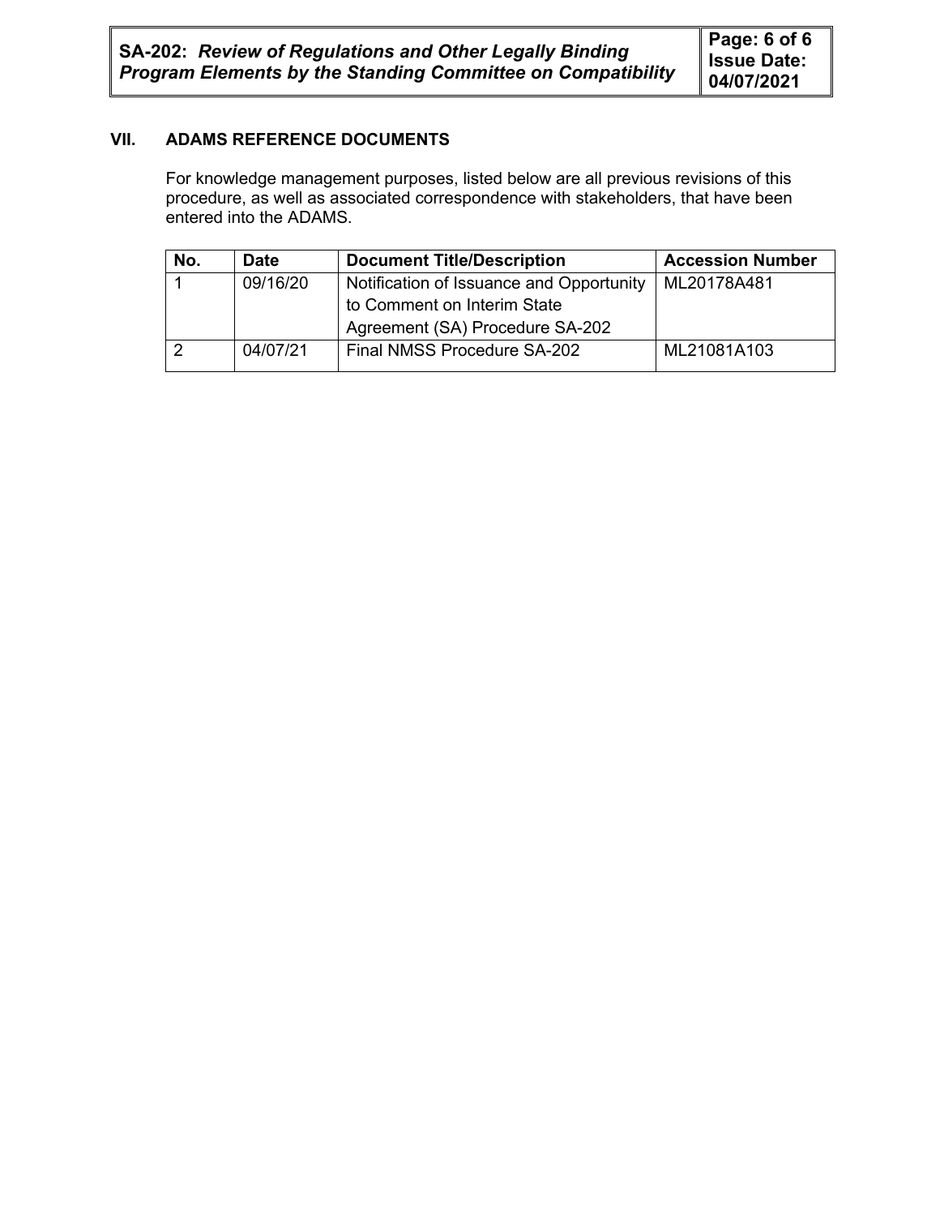## VII. ADAMS REFERENCE DOCUMENTS

For knowledge management purposes, listed below are all previous revisions of this procedure, as well as associated correspondence with stakeholders, that have been entered into the ADAMS.

| No. | Date | Document Title/Description | Accession Number |
|---|---|---|---|
| 1 | 09/16/20 | Notification of Issuance and Opportunity to Comment on Interim State Agreement (SA) Procedure SA-202 | ML20178A481 |
| 2 | 04/07/21 | Final NMSS Procedure SA-202 | ML21081A103 |